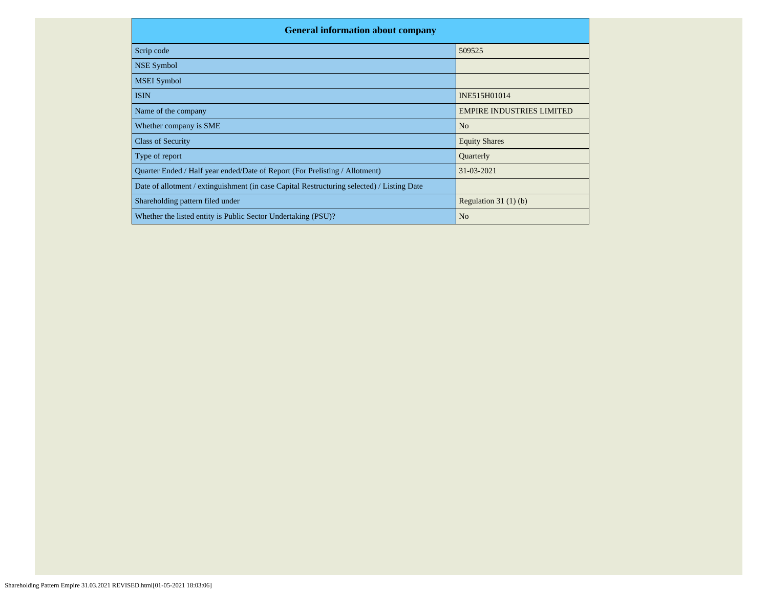| General information about company | |
|---|---|
| Scrip code | 509525 |
| NSE Symbol | |
| MSEI Symbol | |
| ISIN | INE515H01014 |
| Name of the company | EMPIRE INDUSTRIES LIMITED |
| Whether company is SME | No |
| Class of Security | Equity Shares |
| Type of report | Quarterly |
| Quarter Ended / Half year ended/Date of Report (For Prelisting / Allotment) | 31-03-2021 |
| Date of allotment / extinguishment (in case Capital Restructuring selected) / Listing Date | |
| Shareholding pattern filed under | Regulation 31 (1) (b) |
| Whether the listed entity is Public Sector Undertaking (PSU)? | No |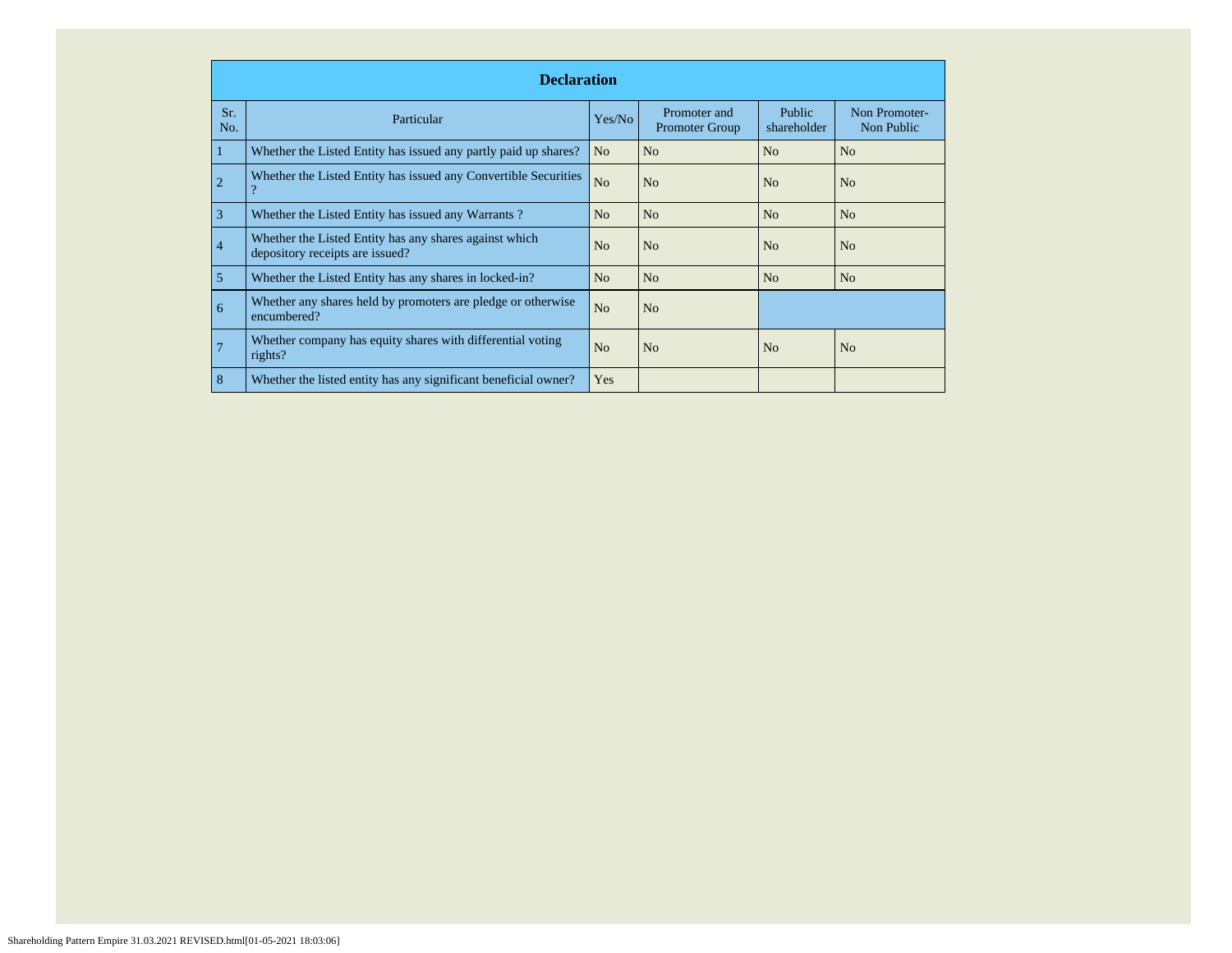| Declaration | | | | | |
|---|---|---|---|---|---|
| Sr. No. | Particular | Yes/No | Promoter and Promoter Group | Public shareholder | Non Promoter- Non Public |
| 1 | Whether the Listed Entity has issued any partly paid up shares? | No | No | No | No |
| 2 | Whether the Listed Entity has issued any Convertible Securities ? | No | No | No | No |
| 3 | Whether the Listed Entity has issued any Warrants ? | No | No | No | No |
| 4 | Whether the Listed Entity has any shares against which depository receipts are issued? | No | No | No | No |
| 5 | Whether the Listed Entity has any shares in locked-in? | No | No | No | No |
| 6 | Whether any shares held by promoters are pledge or otherwise encumbered? | No | No | | |
| 7 | Whether company has equity shares with differential voting rights? | No | No | No | No |
| 8 | Whether the listed entity has any significant beneficial owner? | Yes | | | |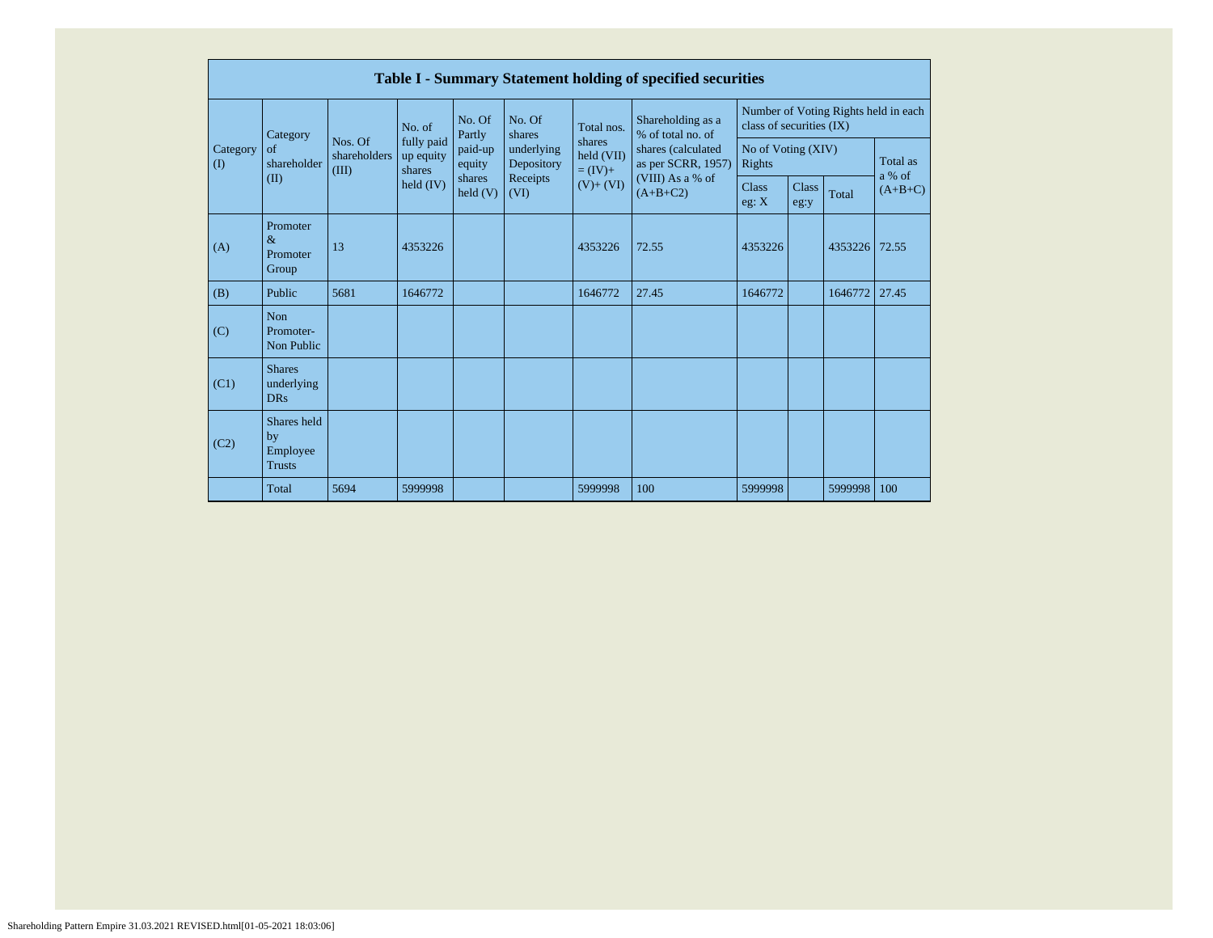| Table I - Summary Statement holding of specified securities | | | | | | | | | | | | |
|---|---|---|---|---|---|---|---|---|---|---|---|---|
| Category (I) | Category of shareholder (II) | Nos. Of shareholders (III) | No. of fully paid up equity shares held (IV) | No. Of Partly paid-up equity shares held (V) | No. Of shares underlying Depository Receipts (VI) | Total nos. shares held (VII) = (IV)+ (V)+ (VI) | Shareholding as a % of total no. of shares (calculated as per SCRR, 1957) (VIII) As a % of (A+B+C2) | Number of Voting Rights held in each class of securities (IX) | | | |
| | | | | | | | | No of Voting (XIV) Rights | | | Total as a % of (A+B+C) |
| | | | | | | | | Class eg: X | Class eg:y | Total | |
| (A) | Promoter & Promoter Group | 13 | 4353226 | | | 4353226 | 72.55 | 4353226 | | 4353226 | 72.55 |
| (B) | Public | 5681 | 1646772 | | | 1646772 | 27.45 | 1646772 | | 1646772 | 27.45 |
| (C) | Non Promoter- Non Public | | | | | | | | | | |
| (C1) | Shares underlying DRs | | | | | | | | | | |
| (C2) | Shares held by Employee Trusts | | | | | | | | | | |
| | Total | 5694 | 5999998 | | | 5999998 | 100 | 5999998 | | 5999998 | 100 |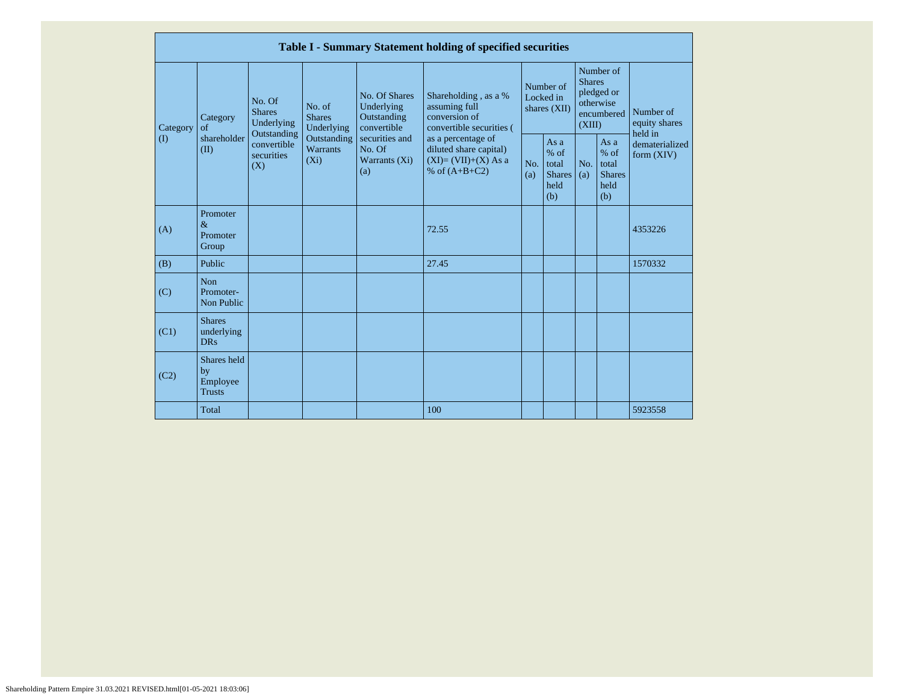| Table I - Summary Statement holding of specified securities | | | | | | | | | | |
|---|---|---|---|---|---|---|---|---|---|---|
| Category (I) | Category of shareholder (II) | No. Of Shares Underlying Outstanding convertible securities (X) | No. of Shares Underlying Outstanding Warrants (Xi) | No. Of Shares Underlying Outstanding convertible securities and No. Of Warrants (Xi) (a) | Shareholding , as a % assuming full conversion of convertible securities ( as a percentage of diluted share capital) (XI)= (VII)+(X) As a % of (A+B+C2) | Number of Locked in shares (XII) | | Number of Shares pledged or otherwise encumbered (XIII) | | Number of equity shares held in dematerialized form (XIV) |
| | | | | | | No. (a) | As a % of total Shares held (b) | No. (a) | As a % of total Shares held (b) | |
| (A) | Promoter & Promoter Group | | | | 72.55 | | | | | 4353226 |
| (B) | Public | | | | 27.45 | | | | | 1570332 |
| (C) | Non Promoter- Non Public | | | | | | | | | |
| (C1) | Shares underlying DRs | | | | | | | | | |
| (C2) | Shares held by Employee Trusts | | | | | | | | | |
| | Total | | | | 100 | | | | | 5923558 |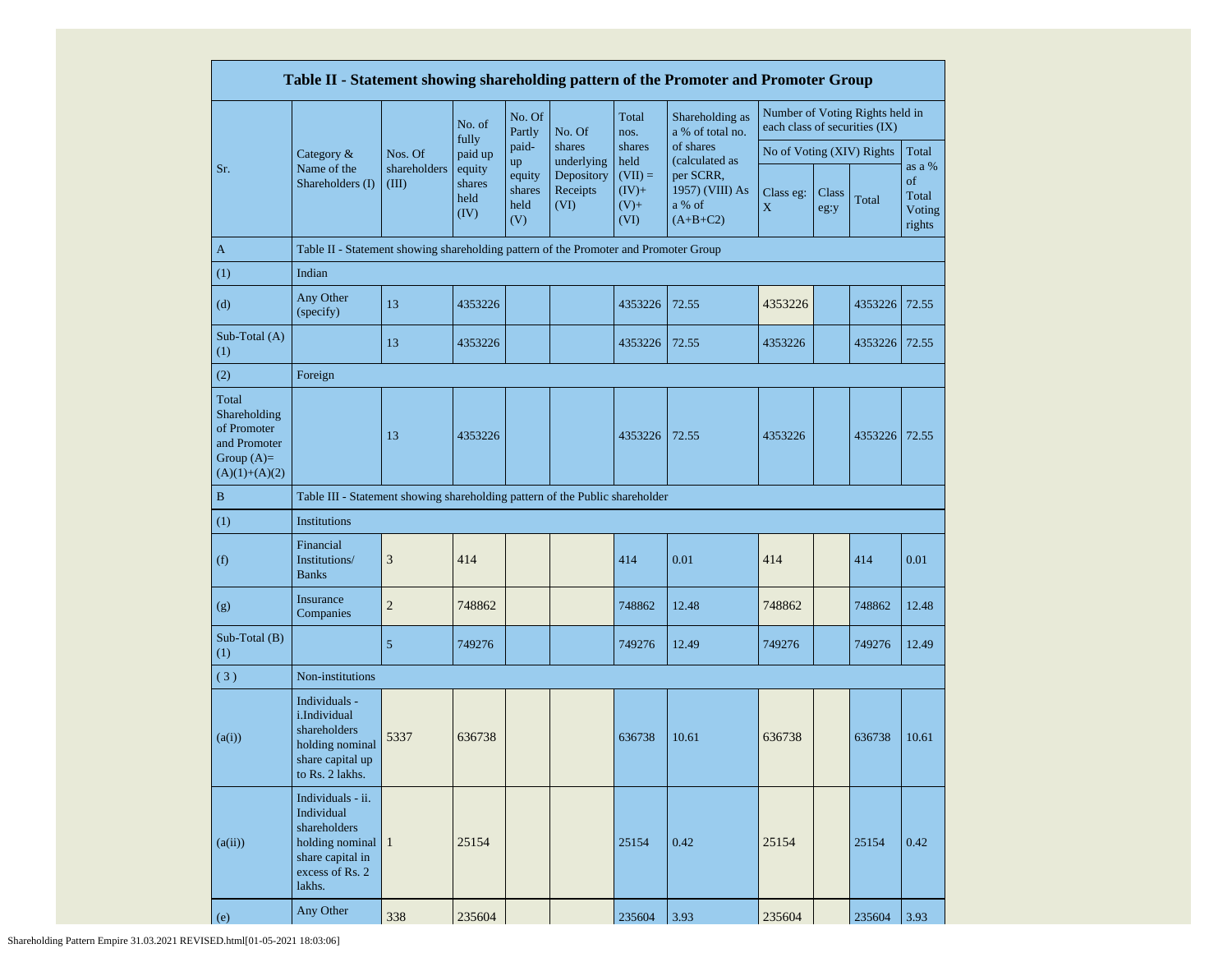| Table II - Statement showing shareholding pattern of the Promoter and Promoter Group | | | | | | | | | | | | |
|---|---|---|---|---|---|---|---|---|---|---|---|---|
| Sr. | Category & Name of the Shareholders (I) | Nos. Of shareholders (III) | No. of fully paid up equity shares held (IV) | No. Of Partly paid-up equity shares held (V) | No. Of shares underlying Depository Receipts (VI) | Total nos. shares held (VII) = (IV)+ (V)+ (VI) | Shareholding as a % of total no. of shares (calculated as per SCRR, 1957) (VIII) As a % of (A+B+C2) | Number of Voting Rights held in each class of securities (IX) | | | |
| | | | | | | | | No of Voting (XIV) Rights | | | Total as a % of Total Voting rights |
| | | | | | | | | Class eg: X | Class eg:y | Total | |
| A | Table II - Statement showing shareholding pattern of the Promoter and Promoter Group | | | | | | | | | | |
| (1) | Indian | | | | | | | | | | |
| (d) | Any Other (specify) | 13 | 4353226 | | | 4353226 | 72.55 | 4353226 | | 4353226 | 72.55 |
| Sub-Total (A) (1) | | 13 | 4353226 | | | 4353226 | 72.55 | 4353226 | | 4353226 | 72.55 |
| (2) | Foreign | | | | | | | | | | |
| Total Shareholding of Promoter and Promoter Group (A)= (A)(1)+(A)(2) | | 13 | 4353226 | | | 4353226 | 72.55 | 4353226 | | 4353226 | 72.55 |
| B | Table III - Statement showing shareholding pattern of the Public shareholder | | | | | | | | | | |
| (1) | Institutions | | | | | | | | | | |
| (f) | Financial Institutions/ Banks | 3 | 414 | | | 414 | 0.01 | 414 | | 414 | 0.01 |
| (g) | Insurance Companies | 2 | 748862 | | | 748862 | 12.48 | 748862 | | 748862 | 12.48 |
| Sub-Total (B) (1) | | 5 | 749276 | | | 749276 | 12.49 | 749276 | | 749276 | 12.49 |
| ( 3 ) | Non-institutions | | | | | | | | | | |
| (a(i)) | Individuals - i.Individual shareholders holding nominal share capital up to Rs. 2 lakhs. | 5337 | 636738 | | | 636738 | 10.61 | 636738 | | 636738 | 10.61 |
| (a(ii)) | Individuals - ii. Individual shareholders holding nominal share capital in excess of Rs. 2 lakhs. | 1 | 25154 | | | 25154 | 0.42 | 25154 | | 25154 | 0.42 |
| (e) | Any Other | 338 | 235604 | | | 235604 | 3.93 | 235604 | | 235604 | 3.93 |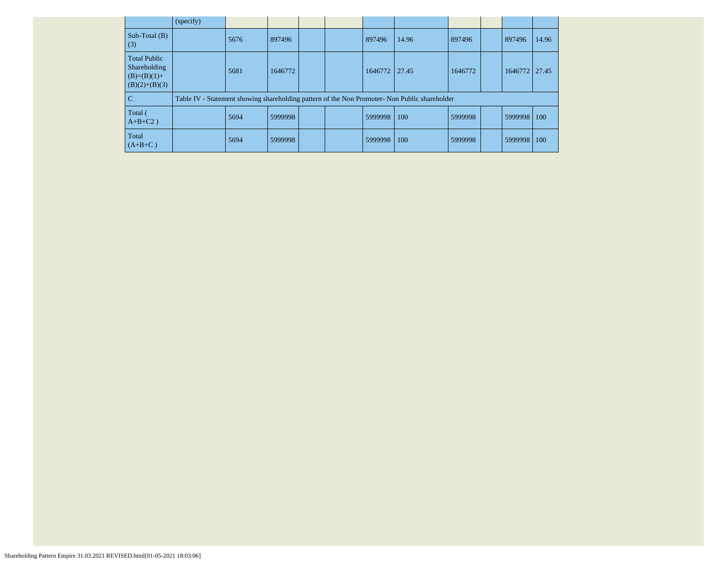|  | (specify) |  |  |  |  |  |  |  |  |  |  |
|---|---|---|---|---|---|---|---|---|---|---|---|
| Sub-Total (B)(3) |  | 5676 | 897496 |  |  | 897496 | 14.96 | 897496 |  | 897496 | 14.96 |
| Total Public Shareholding (B)=(B)(1)+(B)(2)+(B)(3) |  | 5681 | 1646772 |  |  | 1646772 | 27.45 | 1646772 |  | 1646772 | 27.45 |
| C | Table IV - Statement showing shareholding pattern of the Non Promoter- Non Public shareholder |  |  |  |  |  |  |  |  |  |  |
| Total ( A+B+C2 ) |  | 5694 | 5999998 |  |  | 5999998 | 100 | 5999998 |  | 5999998 | 100 |
| Total (A+B+C ) |  | 5694 | 5999998 |  |  | 5999998 | 100 | 5999998 |  | 5999998 | 100 |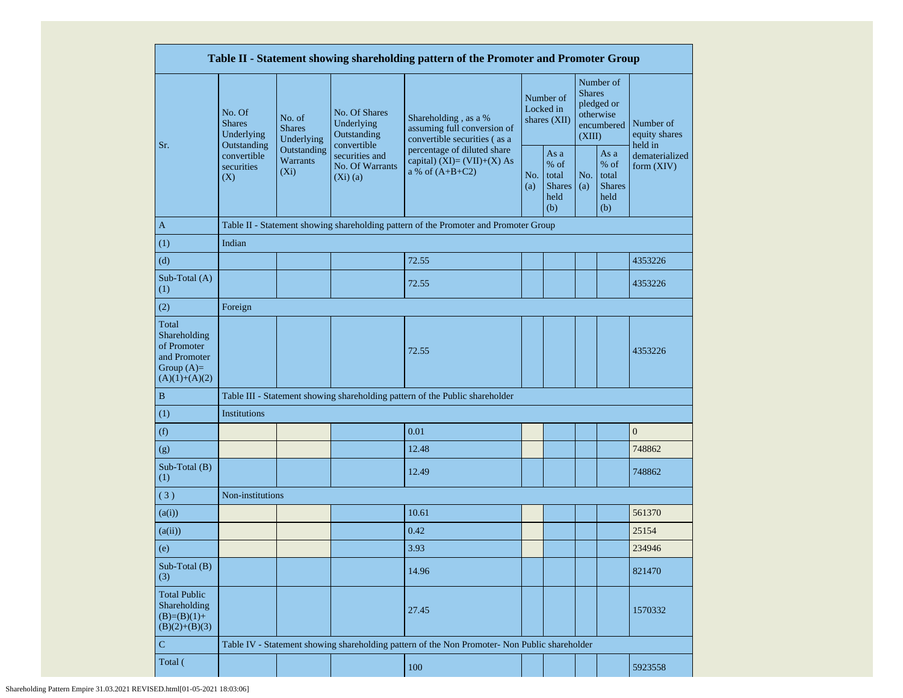| Table II - Statement showing shareholding pattern of the Promoter and Promoter Group | | | | | | | | | |
|---|---|---|---|---|---|---|---|---|---|
| Sr. | No. Of Shares Underlying Outstanding convertible securities (X) | No. of Shares Underlying Outstanding Warrants (Xi) | No. Of Shares Underlying Outstanding convertible securities and No. Of Warrants (Xi) (a) | Shareholding , as a % assuming full conversion of convertible securities ( as a percentage of diluted share capital) (XI)= (VII)+(X) As a % of (A+B+C2) | Number of Locked in shares (XII) | | Number of Shares pledged or otherwise encumbered (XIII) | | Number of equity shares held in dematerialized form (XIV) |
| | | | | | No. (a) | As a % of total Shares held (b) | No. (a) | As a % of total Shares held (b) | |
| A | Table II - Statement showing shareholding pattern of the Promoter and Promoter Group | | | | | | | | |
| (1) | Indian | | | | | | | | |
| (d) | | | | 72.55 | | | | | 4353226 |
| Sub-Total (A) (1) | | | | 72.55 | | | | | 4353226 |
| (2) | Foreign | | | | | | | | |
| Total Shareholding of Promoter and Promoter Group (A)= (A)(1)+(A)(2) | | | | 72.55 | | | | | 4353226 |
| B | Table III - Statement showing shareholding pattern of the Public shareholder | | | | | | | | |
| (1) | Institutions | | | | | | | | |
| (f) | | | | 0.01 | | | | | 0 |
| (g) | | | | 12.48 | | | | | 748862 |
| Sub-Total (B) (1) | | | | 12.49 | | | | | 748862 |
| ( 3 ) | Non-institutions | | | | | | | | |
| (a(i)) | | | | 10.61 | | | | | 561370 |
| (a(ii)) | | | | 0.42 | | | | | 25154 |
| (e) | | | | 3.93 | | | | | 234946 |
| Sub-Total (B) (3) | | | | 14.96 | | | | | 821470 |
| Total Public Shareholding (B)=(B)(1)+ (B)(2)+(B)(3) | | | | 27.45 | | | | | 1570332 |
| C | Table IV - Statement showing shareholding pattern of the Non Promoter- Non Public shareholder | | | | | | | | |
| Total ( | | | | 100 | | | | | 5923558 |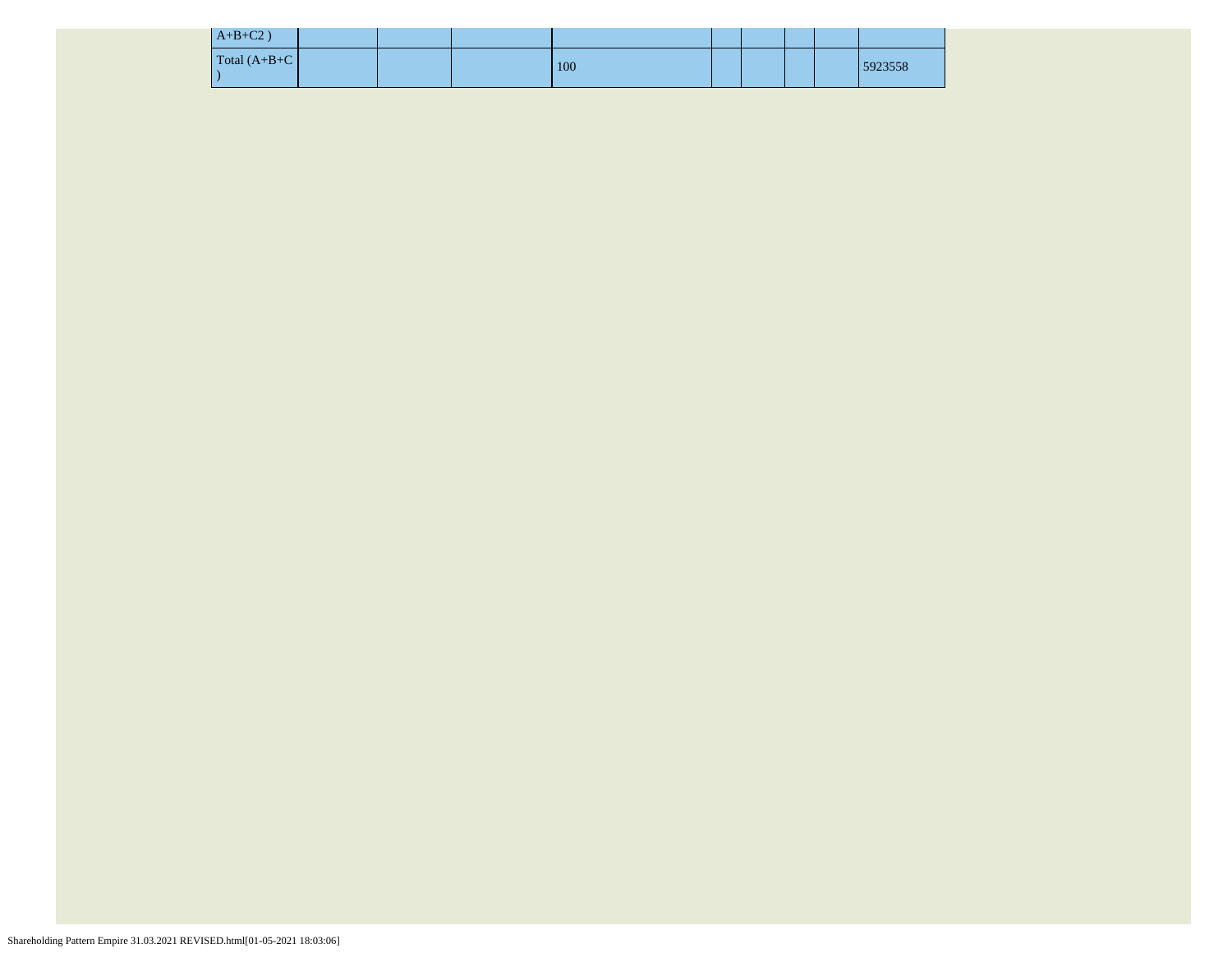| | | | | | | | | |
|---|---|---|---|---|---|---|---|---|
| A+B+C2 ) | | | | | | | | |
| Total (A+B+C ) | | | 100 | | | | | 5923558 |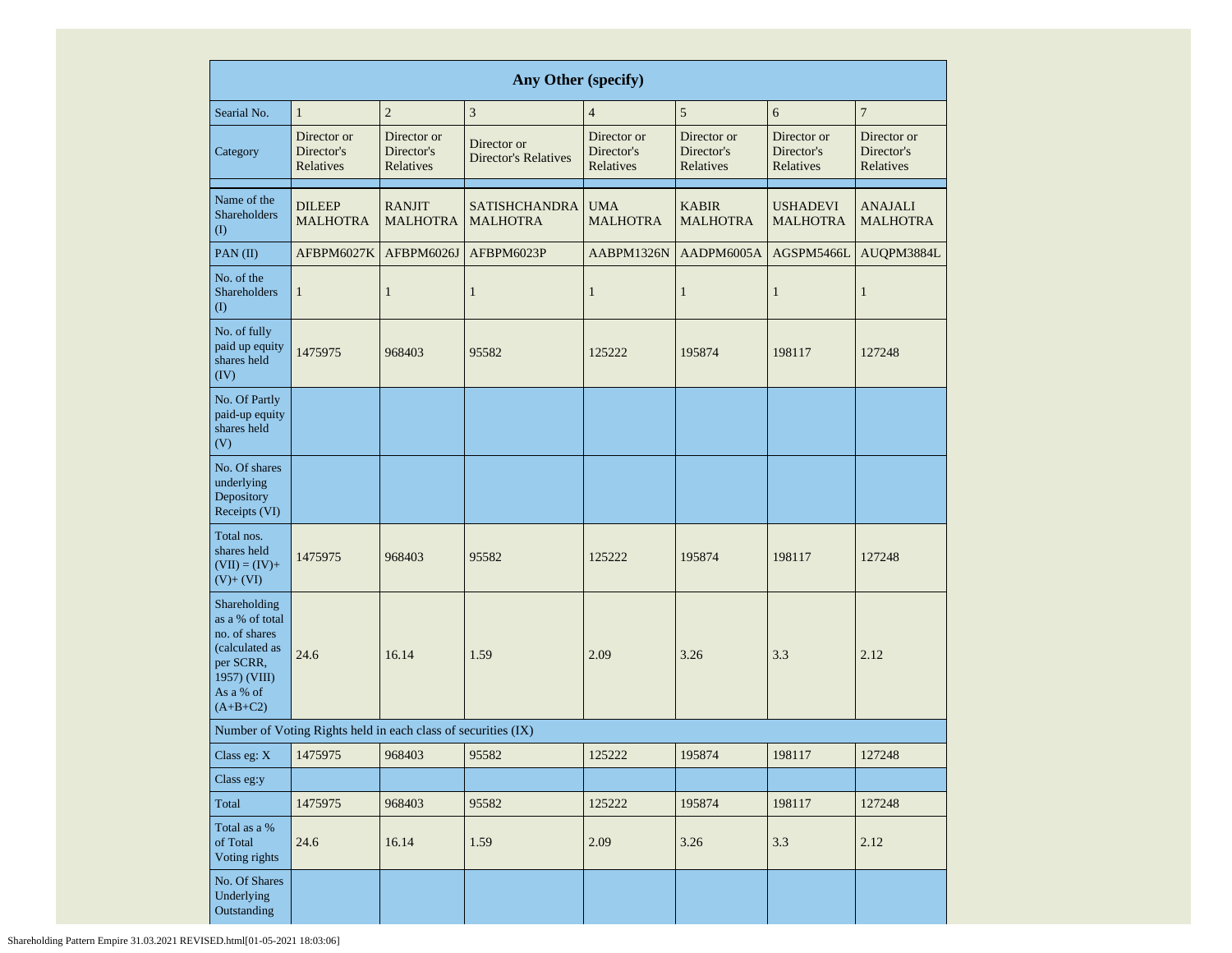| Any Other (specify) | | | | | | | |
|---|---|---|---|---|---|---|---|
| Searial No. | 1 | 2 | 3 | 4 | 5 | 6 | 7 |
| Category | Director or Director's Relatives | Director or Director's Relatives | Director or Director's Relatives | Director or Director's Relatives | Director or Director's Relatives | Director or Director's Relatives | Director or Director's Relatives |
| | | | | | | | |
| Name of the Shareholders (I) | DILEEP MALHOTRA | RANJIT MALHOTRA | SATISHCHANDRA MALHOTRA | UMA MALHOTRA | KABIR MALHOTRA | USHADEVI MALHOTRA | ANAJALI MALHOTRA |
| PAN (II) | AFBPM6027K | AFBPM6026J | AFBPM6023P | AABPM1326N | AADPM6005A | AGSPM5466L | AUQPM3884L |
| No. of the Shareholders (I) | 1 | 1 | 1 | 1 | 1 | 1 | 1 |
| No. of fully paid up equity shares held (IV) | 1475975 | 968403 | 95582 | 125222 | 195874 | 198117 | 127248 |
| No. Of Partly paid-up equity shares held (V) | | | | | | | |
| No. Of shares underlying Depository Receipts (VI) | | | | | | | |
| Total nos. shares held (VII) = (IV)+ (V)+ (VI) | 1475975 | 968403 | 95582 | 125222 | 195874 | 198117 | 127248 |
| Shareholding as a % of total no. of shares (calculated as per SCRR, 1957) (VIII) As a % of (A+B+C2) | 24.6 | 16.14 | 1.59 | 2.09 | 3.26 | 3.3 | 2.12 |
| Number of Voting Rights held in each class of securities (IX) | | | | | | | |
| Class eg: X | 1475975 | 968403 | 95582 | 125222 | 195874 | 198117 | 127248 |
| Class eg:y | | | | | | | |
| Total | 1475975 | 968403 | 95582 | 125222 | 195874 | 198117 | 127248 |
| Total as a % of Total Voting rights | 24.6 | 16.14 | 1.59 | 2.09 | 3.26 | 3.3 | 2.12 |
| No. Of Shares Underlying Outstanding | | | | | | | |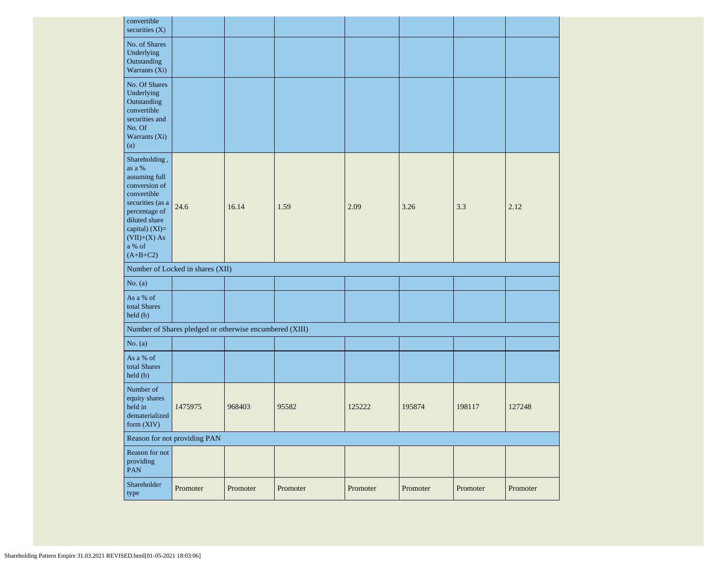| | | | | | | | |
|---|---|---|---|---|---|---|---|
| convertible securities (X) | | | | | | | |
| No. of Shares Underlying Outstanding Warrants (Xi) | | | | | | | |
| No. Of Shares Underlying Outstanding convertible securities and No. Of Warrants (Xi) (a) | | | | | | | |
| Shareholding , as a % assuming full conversion of convertible securities (as a percentage of diluted share capital) (XI)= (VII)+(X) As a % of (A+B+C2) | 24.6 | 16.14 | 1.59 | 2.09 | 3.26 | 3.3 | 2.12 |
| Number of Locked in shares (XII) | | | | | | | |
| No. (a) | | | | | | | |
| As a % of total Shares held (b) | | | | | | | |
| Number of Shares pledged or otherwise encumbered (XIII) | | | | | | | |
| No. (a) | | | | | | | |
| As a % of total Shares held (b) | | | | | | | |
| Number of equity shares held in dematerialized form (XIV) | 1475975 | 968403 | 95582 | 125222 | 195874 | 198117 | 127248 |
| Reason for not providing PAN | | | | | | | |
| Reason for not providing PAN | | | | | | | |
| Shareholder type | Promoter | Promoter | Promoter | Promoter | Promoter | Promoter | Promoter |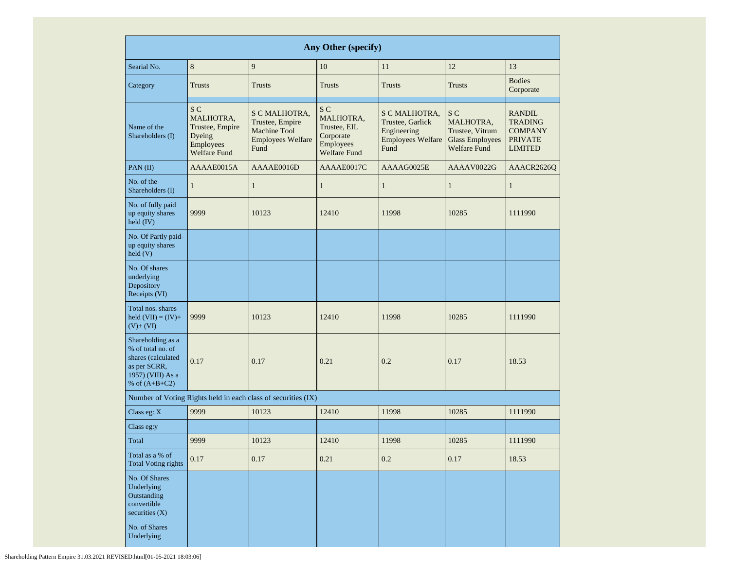| Any Other (specify) | | | | | | |
|---|---|---|---|---|---|---|
| Searial No. | 8 | 9 | 10 | 11 | 12 | 13 |
| Category | Trusts | Trusts | Trusts | Trusts | Trusts | Bodies Corporate |
| | | | | | | |
| Name of the Shareholders (I) | S C MALHOTRA, Trustee, Empire Dyeing Employees Welfare Fund | S C MALHOTRA, Trustee, Empire Machine Tool Employees Welfare Fund | S C MALHOTRA, Trustee, EIL Corporate Employees Welfare Fund | S C MALHOTRA, Trustee, Garlick Engineering Employees Welfare Fund | S C MALHOTRA, Trustee, Vitrum Glass Employees Welfare Fund | RANDIL TRADING COMPANY PRIVATE LIMITED |
| PAN (II) | AAAAE0015A | AAAAE0016D | AAAAE0017C | AAAAG0025E | AAAAV0022G | AAACR2626Q |
| No. of the Shareholders (I) | 1 | 1 | 1 | 1 | 1 | 1 |
| No. of fully paid up equity shares held (IV) | 9999 | 10123 | 12410 | 11998 | 10285 | 1111990 |
| No. Of Partly paid-up equity shares held (V) | | | | | | |
| No. Of shares underlying Depository Receipts (VI) | | | | | | |
| Total nos. shares held (VII) = (IV)+ (V)+ (VI) | 9999 | 10123 | 12410 | 11998 | 10285 | 1111990 |
| Shareholding as a % of total no. of shares (calculated as per SCRR, 1957) (VIII) As a % of (A+B+C2) | 0.17 | 0.17 | 0.21 | 0.2 | 0.17 | 18.53 |
| Number of Voting Rights held in each class of securities (IX) | | | | | | |
| Class eg: X | 9999 | 10123 | 12410 | 11998 | 10285 | 1111990 |
| Class eg:y | | | | | | |
| Total | 9999 | 10123 | 12410 | 11998 | 10285 | 1111990 |
| Total as a % of Total Voting rights | 0.17 | 0.17 | 0.21 | 0.2 | 0.17 | 18.53 |
| No. Of Shares Underlying Outstanding convertible securities (X) | | | | | | |
| No. of Shares Underlying | | | | | | |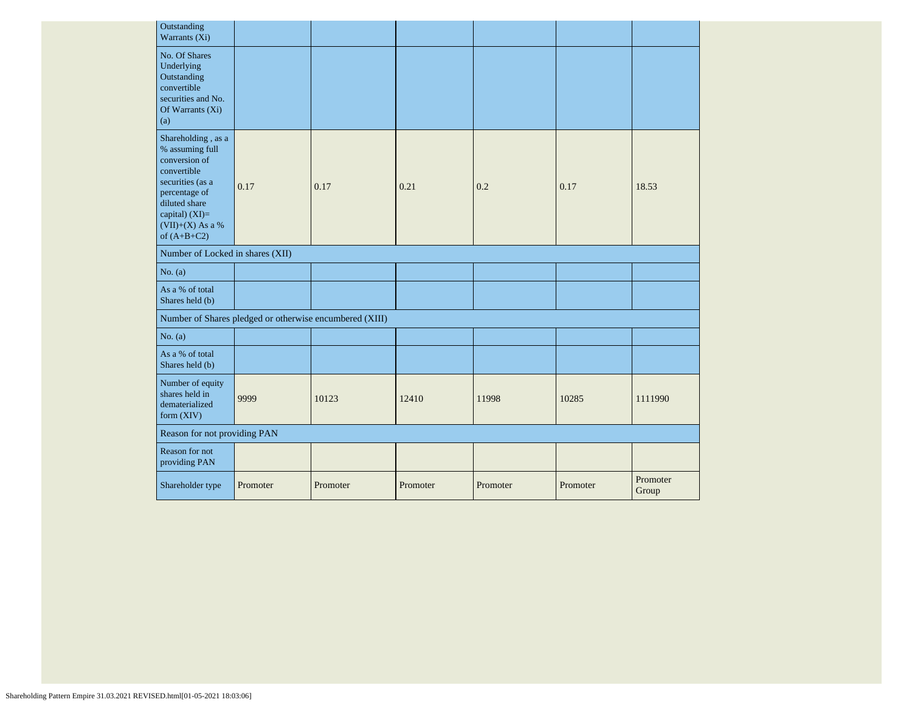| Outstanding Warrants (Xi) | | | | | | |
|---|---|---|---|---|---|---|
| No. Of Shares Underlying Outstanding convertible securities and No. Of Warrants (Xi) (a) | | | | | | |
| Shareholding , as a % assuming full conversion of convertible securities (as a percentage of diluted share capital) (XI)= (VII)+(X) As a % of (A+B+C2) | 0.17 | 0.17 | 0.21 | 0.2 | 0.17 | 18.53 |
| Number of Locked in shares (XII) | | | | | | |
| No. (a) | | | | | | |
| As a % of total Shares held (b) | | | | | | |
| Number of Shares pledged or otherwise encumbered (XIII) | | | | | | |
| No. (a) | | | | | | |
| As a % of total Shares held (b) | | | | | | |
| Number of equity shares held in dematerialized form (XIV) | 9999 | 10123 | 12410 | 11998 | 10285 | 1111990 |
| Reason for not providing PAN | | | | | | |
| Reason for not providing PAN | | | | | | |
| Shareholder type | Promoter | Promoter | Promoter | Promoter | Promoter | Promoter Group |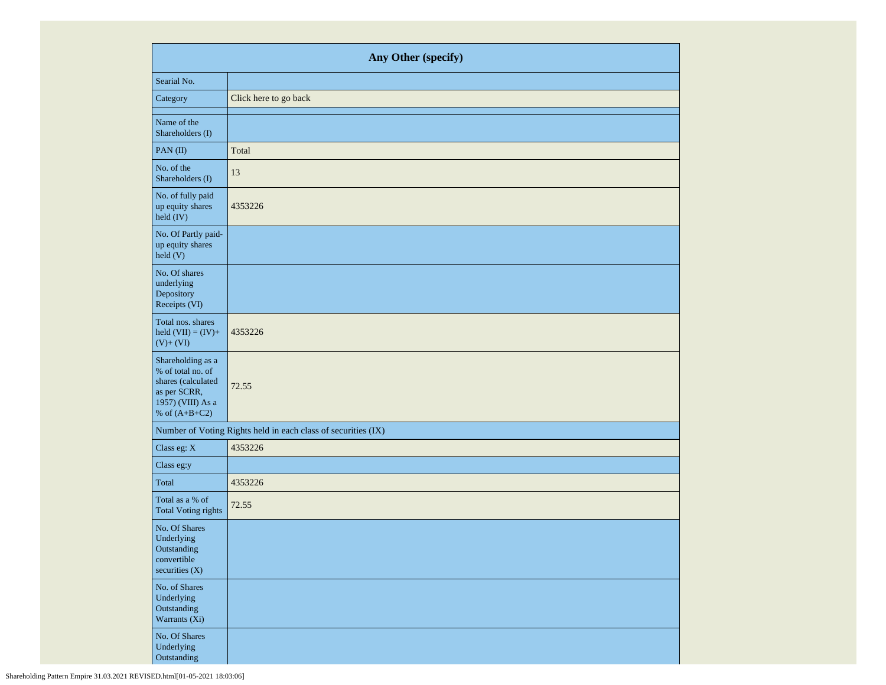| Any Other (specify) | |
|---|---|
| Searial No. | |
| Category | Click here to go back |
| | |
| Name of the Shareholders (I) | |
| PAN (II) | Total |
| No. of the Shareholders (I) | 13 |
| No. of fully paid up equity shares held (IV) | 4353226 |
| No. Of Partly paid-up equity shares held (V) | |
| No. Of shares underlying Depository Receipts (VI) | |
| Total nos. shares held (VII) = (IV)+ (V)+ (VI) | 4353226 |
| Shareholding as a % of total no. of shares (calculated as per SCRR, 1957) (VIII) As a % of (A+B+C2) | 72.55 |
| Number of Voting Rights held in each class of securities (IX) | |
| Class eg: X | 4353226 |
| Class eg:y | |
| Total | 4353226 |
| Total as a % of Total Voting rights | 72.55 |
| No. Of Shares Underlying Outstanding convertible securities (X) | |
| No. of Shares Underlying Outstanding Warrants (Xi) | |
| No. Of Shares Underlying Outstanding | |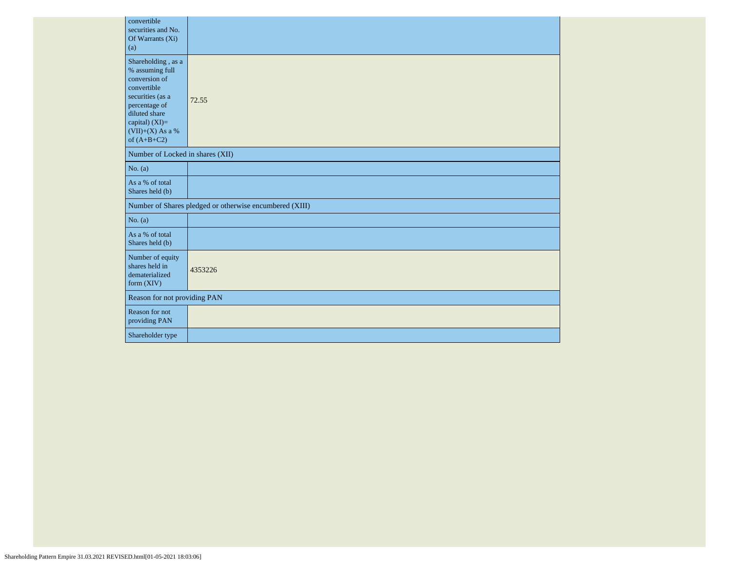| | |
|---|---|
| convertible securities and No. Of Warrants (Xi) (a) | |
| Shareholding , as a % assuming full conversion of convertible securities (as a percentage of diluted share capital) (XI)= (VII)+(X) As a % of (A+B+C2) | 72.55 |
| Number of Locked in shares (XII) | |
| No. (a) | |
| As a % of total Shares held (b) | |
| Number of Shares pledged or otherwise encumbered (XIII) | |
| No. (a) | |
| As a % of total Shares held (b) | |
| Number of equity shares held in dematerialized form (XIV) | 4353226 |
| Reason for not providing PAN | |
| Reason for not providing PAN | |
| Shareholder type | |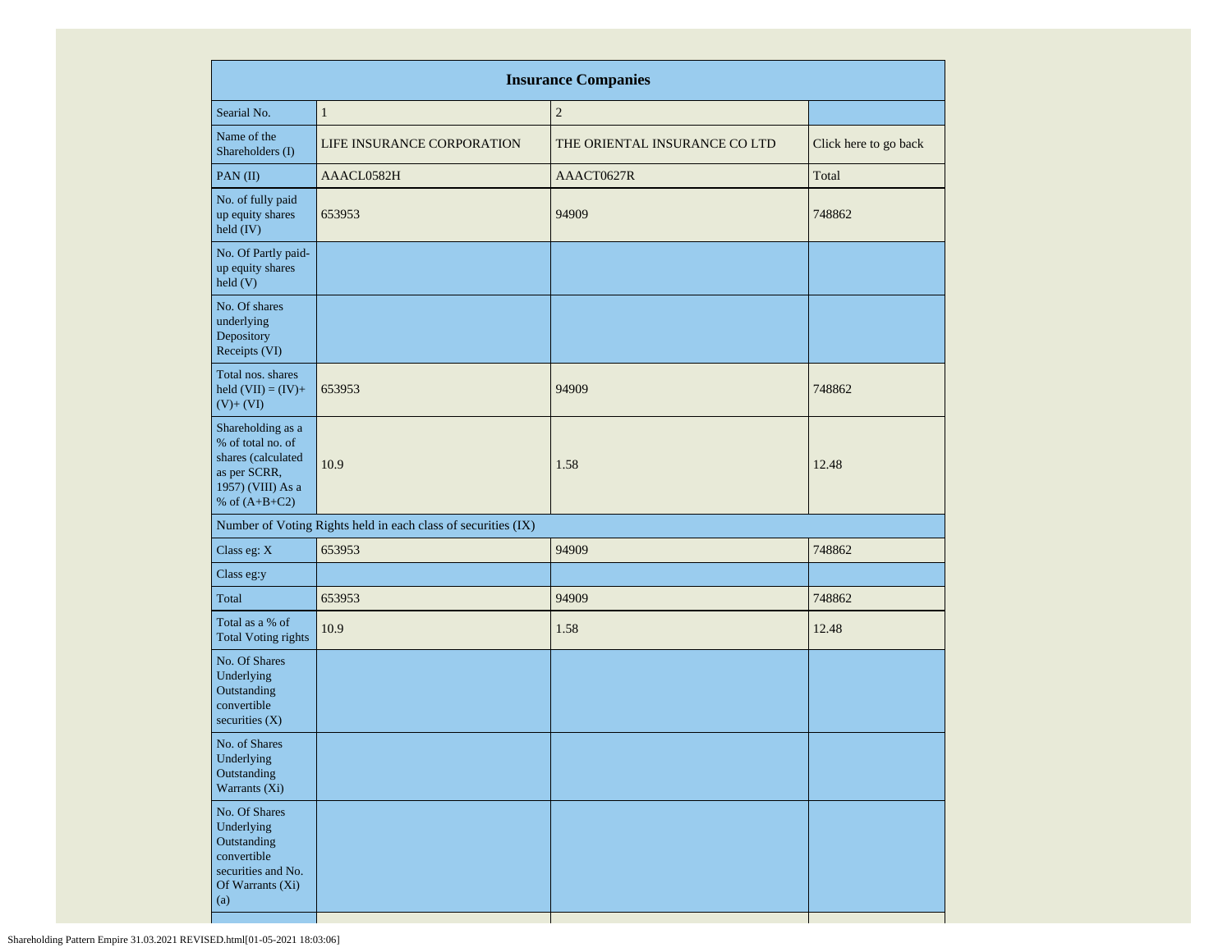| Insurance Companies | | | |
|---|---|---|---|
| Searial No. | 1 | 2 | |
| Name of the Shareholders (I) | LIFE INSURANCE CORPORATION | THE ORIENTAL INSURANCE CO LTD | Click here to go back |
| PAN (II) | AAACL0582H | AAACT0627R | Total |
| No. of fully paid up equity shares held (IV) | 653953 | 94909 | 748862 |
| No. Of Partly paid-up equity shares held (V) | | | |
| No. Of shares underlying Depository Receipts (VI) | | | |
| Total nos. shares held (VII) = (IV)+ (V)+ (VI) | 653953 | 94909 | 748862 |
| Shareholding as a % of total no. of shares (calculated as per SCRR, 1957) (VIII) As a % of (A+B+C2) | 10.9 | 1.58 | 12.48 |
| Number of Voting Rights held in each class of securities (IX) | | | |
| Class eg: X | 653953 | 94909 | 748862 |
| Class eg:y | | | |
| Total | 653953 | 94909 | 748862 |
| Total as a % of Total Voting rights | 10.9 | 1.58 | 12.48 |
| No. Of Shares Underlying Outstanding convertible securities (X) | | | |
| No. of Shares Underlying Outstanding Warrants (Xi) | | | |
| No. Of Shares Underlying Outstanding convertible securities and No. Of Warrants (Xi) (a) | | | |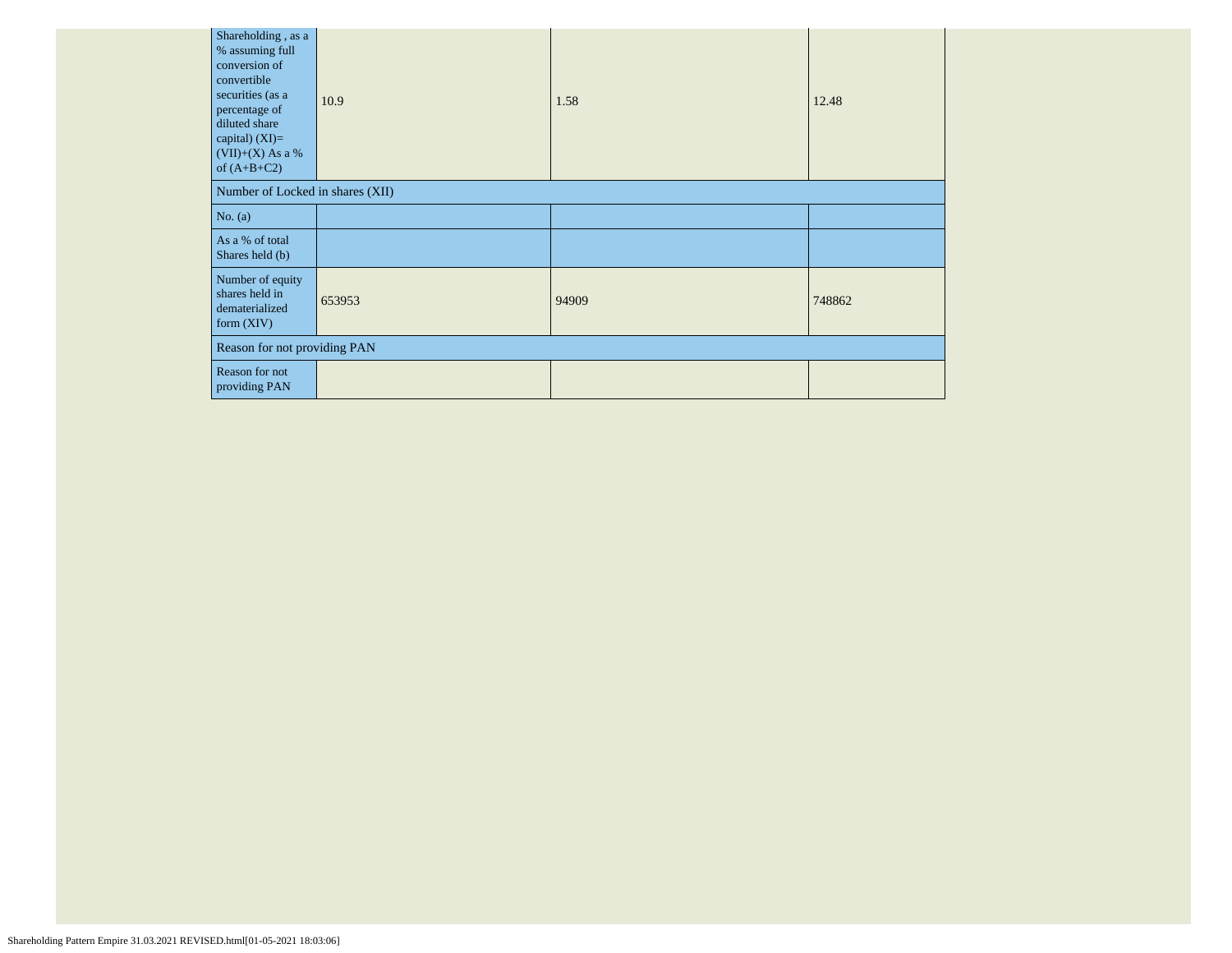| Shareholding , as a % assuming full conversion of convertible securities (as a percentage of diluted share capital) (XI)= (VII)+(X) As a % of (A+B+C2) | 10.9 | 1.58 | 12.48 |
|---|---|---|---|
| Number of Locked in shares (XII) | | | |
| No. (a) | | | |
| As a % of total Shares held (b) | | | |
| Number of equity shares held in dematerialized form (XIV) | 653953 | 94909 | 748862 |
| Reason for not providing PAN | | | |
| Reason for not providing PAN | | | |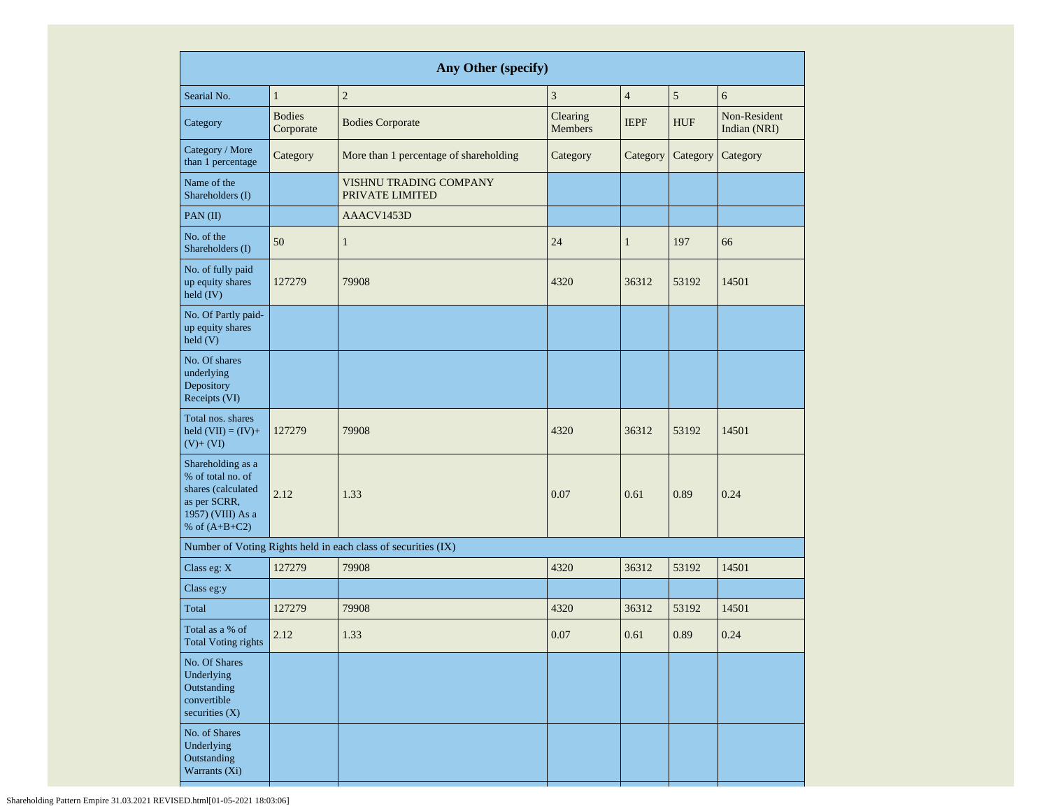| Any Other (specify) | | | | | | |
|---|---|---|---|---|---|---|
| Searial No. | 1 | 2 | 3 | 4 | 5 | 6 |
| Category | Bodies Corporate | Bodies Corporate | Clearing Members | IEPF | HUF | Non-Resident Indian (NRI) |
| Category / More than 1 percentage | Category | More than 1 percentage of shareholding | Category | Category | Category | Category |
| Name of the Shareholders (I) | | VISHNU TRADING COMPANY PRIVATE LIMITED | | | | |
| PAN (II) | | AAACV1453D | | | | |
| No. of the Shareholders (I) | 50 | 1 | 24 | 1 | 197 | 66 |
| No. of fully paid up equity shares held (IV) | 127279 | 79908 | 4320 | 36312 | 53192 | 14501 |
| No. Of Partly paid-up equity shares held (V) | | | | | | |
| No. Of shares underlying Depository Receipts (VI) | | | | | | |
| Total nos. shares held (VII) = (IV)+ (V)+ (VI) | 127279 | 79908 | 4320 | 36312 | 53192 | 14501 |
| Shareholding as a % of total no. of shares (calculated as per SCRR, 1957) (VIII) As a % of (A+B+C2) | 2.12 | 1.33 | 0.07 | 0.61 | 0.89 | 0.24 |
| Number of Voting Rights held in each class of securities (IX) | | | | | | |
| Class eg: X | 127279 | 79908 | 4320 | 36312 | 53192 | 14501 |
| Class eg:y | | | | | | |
| Total | 127279 | 79908 | 4320 | 36312 | 53192 | 14501 |
| Total as a % of Total Voting rights | 2.12 | 1.33 | 0.07 | 0.61 | 0.89 | 0.24 |
| No. Of Shares Underlying Outstanding convertible securities (X) | | | | | | |
| No. of Shares Underlying Outstanding Warrants (Xi) | | | | | | |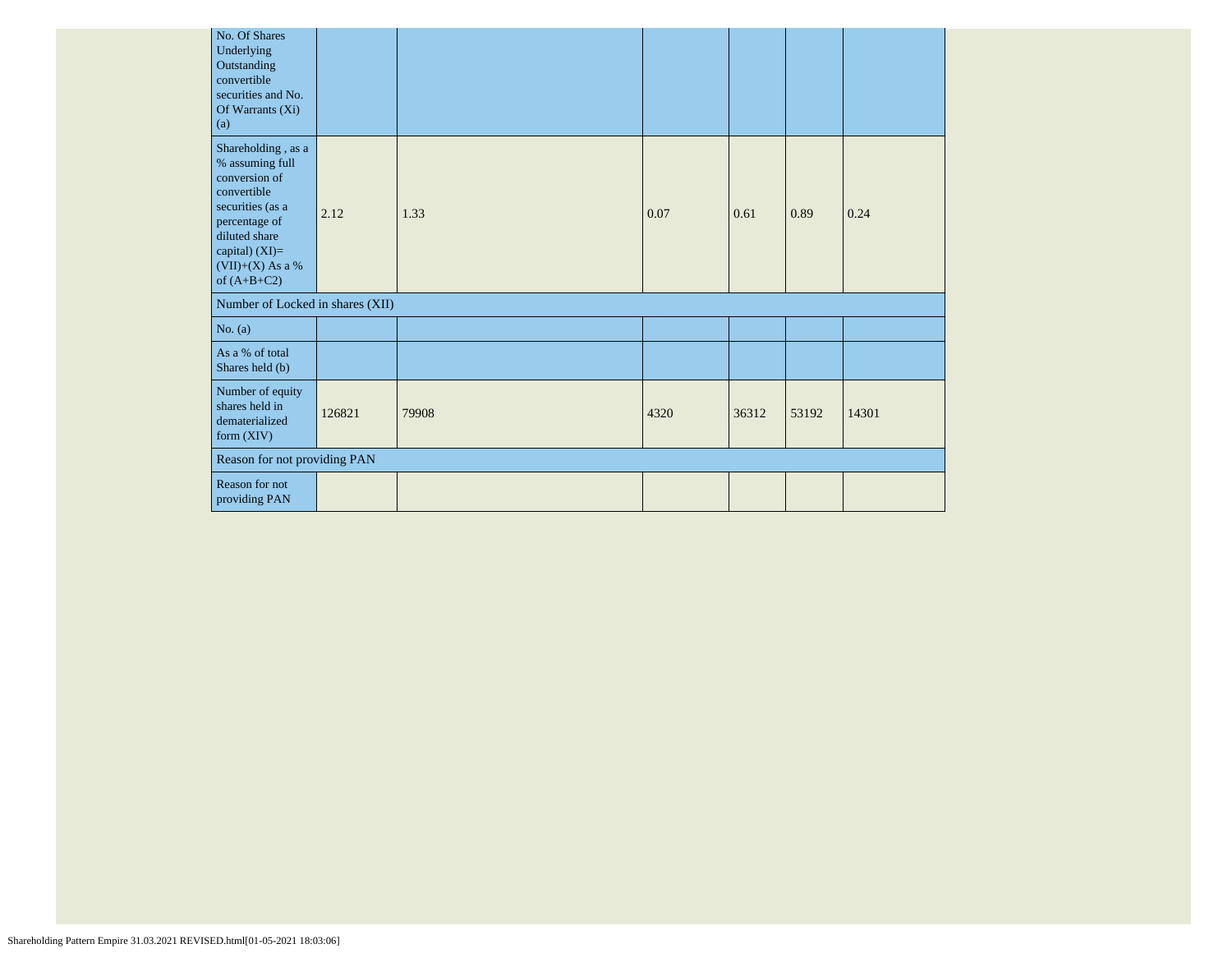| No. Of Shares Underlying Outstanding convertible securities and No. Of Warrants (Xi) (a) | | | | | | |
|---|---|---|---|---|---|---|
| Shareholding , as a % assuming full conversion of convertible securities (as a percentage of diluted share capital) (XI)= (VII)+(X) As a % of (A+B+C2) | 2.12 | 1.33 | 0.07 | 0.61 | 0.89 | 0.24 |
| Number of Locked in shares (XII) | | | | | | |
| No. (a) | | | | | | |
| As a % of total Shares held (b) | | | | | | |
| Number of equity shares held in dematerialized form (XIV) | 126821 | 79908 | 4320 | 36312 | 53192 | 14301 |
| Reason for not providing PAN | | | | | | |
| Reason for not providing PAN | | | | | | |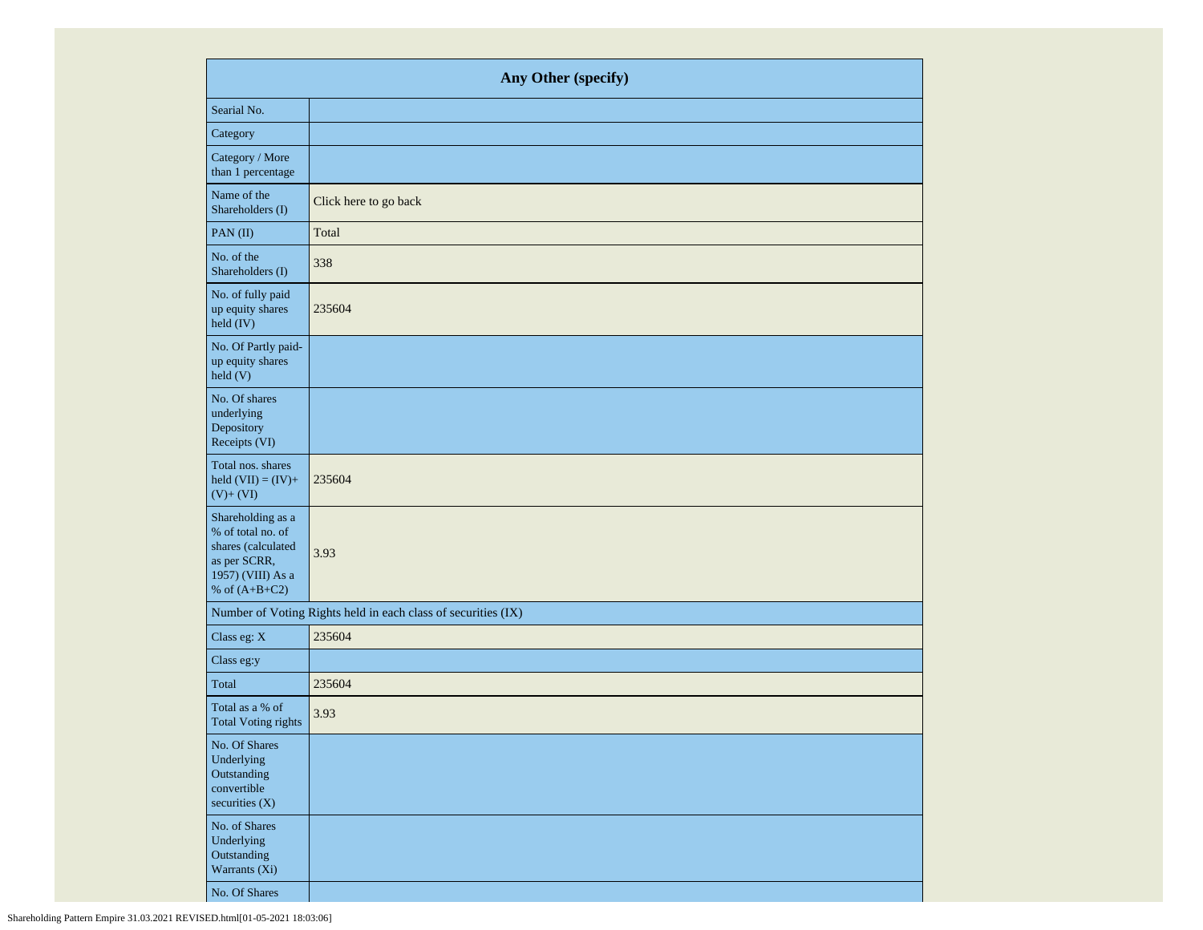| Any Other (specify) | |
|---|---|
| Searial No. | |
| Category | |
| Category / More than 1 percentage | |
| Name of the Shareholders (I) | Click here to go back |
| PAN (II) | Total |
| No. of the Shareholders (I) | 338 |
| No. of fully paid up equity shares held (IV) | 235604 |
| No. Of Partly paid-up equity shares held (V) | |
| No. Of shares underlying Depository Receipts (VI) | |
| Total nos. shares held (VII) = (IV)+ (V)+ (VI) | 235604 |
| Shareholding as a % of total no. of shares (calculated as per SCRR, 1957) (VIII) As a % of (A+B+C2) | 3.93 |
| Number of Voting Rights held in each class of securities (IX) | |
| Class eg: X | 235604 |
| Class eg:y | |
| Total | 235604 |
| Total as a % of Total Voting rights | 3.93 |
| No. Of Shares Underlying Outstanding convertible securities (X) | |
| No. of Shares Underlying Outstanding Warrants (Xi) | |
| No. Of Shares | |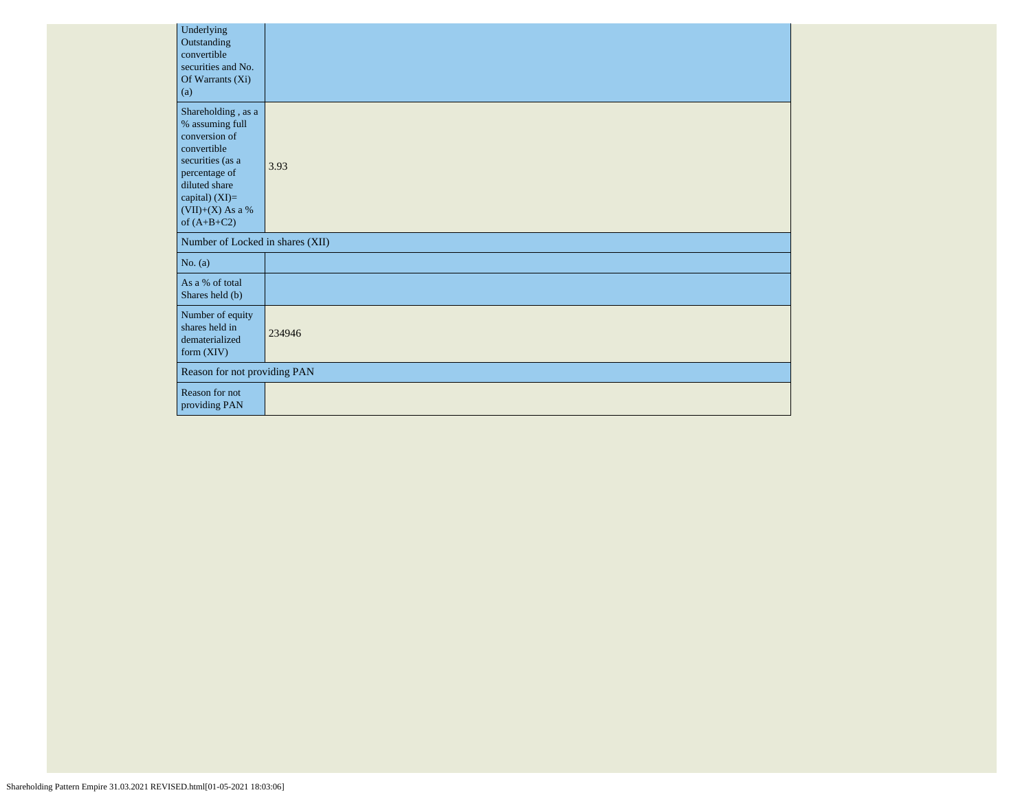| | |
|---|---|
| Underlying Outstanding convertible securities and No. Of Warrants (Xi) (a) | |
| Shareholding , as a % assuming full conversion of convertible securities (as a percentage of diluted share capital) (XI)= (VII)+(X) As a % of (A+B+C2) | 3.93 |
| Number of Locked in shares (XII) | |
| No. (a) | |
| As a % of total Shares held (b) | |
| Number of equity shares held in dematerialized form (XIV) | 234946 |
| Reason for not providing PAN | |
| Reason for not providing PAN | |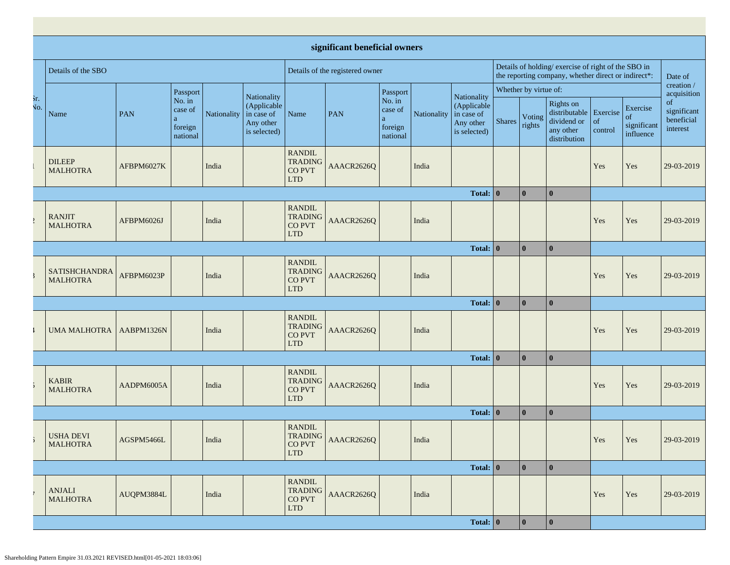| significant beneficial owners | | | | | | | | | | | | | | | | |
|---|---|---|---|---|---|---|---|---|---|---|---|---|---|---|---|---|
| Sr. No. | Details of the SBO | | | | | Details of the registered owner | | | | | Details of holding/ exercise of right of the SBO in the reporting company, whether direct or indirect*: | | | | | Date of creation / acquisition of significant beneficial interest |
| | | | | | | | | | | | Whether by virtue of: | | | | | |
| | Name | PAN | Passport No. in case of a foreign national | Nationality | Nationality (Applicable in case of Any other is selected) | Name | PAN | Passport No. in case of a foreign national | Nationality | Nationality (Applicable in case of Any other is selected) | Shares | Voting rights | Rights on distributable dividend or any other distribution | Exercise of control | Exercise of significant influence | |
| 1 | DILEEP MALHOTRA | AFBPM6027K | | India | | RANDIL TRADING CO PVT LTD | AAACR2626Q | | India | | | | | Yes | Yes | 29-03-2019 |
| | | | | | | | | | | **Total:** | **0** | **0** | **0** | | | |
| 2 | RANJIT MALHOTRA | AFBPM6026J | | India | | RANDIL TRADING CO PVT LTD | AAACR2626Q | | India | | | | | Yes | Yes | 29-03-2019 |
| | | | | | | | | | | **Total:** | **0** | **0** | **0** | | | |
| 3 | SATISHCHANDRA MALHOTRA | AFBPM6023P | | India | | RANDIL TRADING CO PVT LTD | AAACR2626Q | | India | | | | | Yes | Yes | 29-03-2019 |
| | | | | | | | | | | **Total:** | **0** | **0** | **0** | | | |
| 4 | UMA MALHOTRA | AABPM1326N | | India | | RANDIL TRADING CO PVT LTD | AAACR2626Q | | India | | | | | Yes | Yes | 29-03-2019 |
| | | | | | | | | | | **Total:** | **0** | **0** | **0** | | | |
| 5 | KABIR MALHOTRA | AADPM6005A | | India | | RANDIL TRADING CO PVT LTD | AAACR2626Q | | India | | | | | Yes | Yes | 29-03-2019 |
| | | | | | | | | | | **Total:** | **0** | **0** | **0** | | | |
| 6 | USHA DEVI MALHOTRA | AGSPM5466L | | India | | RANDIL TRADING CO PVT LTD | AAACR2626Q | | India | | | | | Yes | Yes | 29-03-2019 |
| | | | | | | | | | | **Total:** | **0** | **0** | **0** | | | |
| 7 | ANJALI MALHOTRA | AUQPM3884L | | India | | RANDIL TRADING CO PVT LTD | AAACR2626Q | | India | | | | | Yes | Yes | 29-03-2019 |
| | | | | | | | | | | **Total:** | **0** | **0** | **0** | | | |